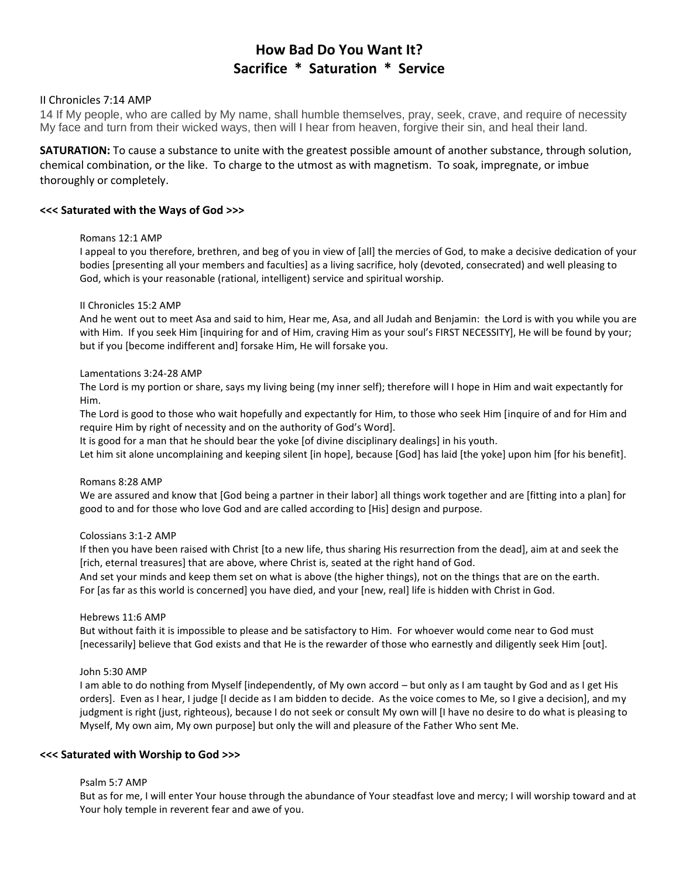# How Bad Do You Want It?
# Sacrifice * Saturation * Service

II Chronicles 7:14 AMP

14 If My people, who are called by My name, shall humble themselves, pray, seek, crave, and require of necessity My face and turn from their wicked ways, then will I hear from heaven, forgive their sin, and heal their land.

**SATURATION:** To cause a substance to unite with the greatest possible amount of another substance, through solution, chemical combination, or the like. To charge to the utmost as with magnetism. To soak, impregnate, or imbue thoroughly or completely.

### <<< Saturated with the Ways of God >>>

Romans 12:1 AMP

I appeal to you therefore, brethren, and beg of you in view of [all] the mercies of God, to make a decisive dedication of your bodies [presenting all your members and faculties] as a living sacrifice, holy (devoted, consecrated) and well pleasing to God, which is your reasonable (rational, intelligent) service and spiritual worship.

II Chronicles 15:2 AMP

And he went out to meet Asa and said to him, Hear me, Asa, and all Judah and Benjamin: the Lord is with you while you are with Him. If you seek Him [inquiring for and of Him, craving Him as your soul's FIRST NECESSITY], He will be found by your; but if you [become indifferent and] forsake Him, He will forsake you.

Lamentations 3:24-28 AMP

The Lord is my portion or share, says my living being (my inner self); therefore will I hope in Him and wait expectantly for Him.

The Lord is good to those who wait hopefully and expectantly for Him, to those who seek Him [inquire of and for Him and require Him by right of necessity and on the authority of God's Word].

It is good for a man that he should bear the yoke [of divine disciplinary dealings] in his youth.

Let him sit alone uncomplaining and keeping silent [in hope], because [God] has laid [the yoke] upon him [for his benefit].

Romans 8:28 AMP

We are assured and know that [God being a partner in their labor] all things work together and are [fitting into a plan] for good to and for those who love God and are called according to [His] design and purpose.

Colossians 3:1-2 AMP

If then you have been raised with Christ [to a new life, thus sharing His resurrection from the dead], aim at and seek the [rich, eternal treasures] that are above, where Christ is, seated at the right hand of God.

And set your minds and keep them set on what is above (the higher things), not on the things that are on the earth.

For [as far as this world is concerned] you have died, and your [new, real] life is hidden with Christ in God.

Hebrews 11:6 AMP

But without faith it is impossible to please and be satisfactory to Him. For whoever would come near to God must [necessarily] believe that God exists and that He is the rewarder of those who earnestly and diligently seek Him [out].

John 5:30 AMP

I am able to do nothing from Myself [independently, of My own accord – but only as I am taught by God and as I get His orders]. Even as I hear, I judge [I decide as I am bidden to decide. As the voice comes to Me, so I give a decision], and my judgment is right (just, righteous), because I do not seek or consult My own will [I have no desire to do what is pleasing to Myself, My own aim, My own purpose] but only the will and pleasure of the Father Who sent Me.

### <<< Saturated with Worship to God >>>

Psalm 5:7 AMP

But as for me, I will enter Your house through the abundance of Your steadfast love and mercy; I will worship toward and at Your holy temple in reverent fear and awe of you.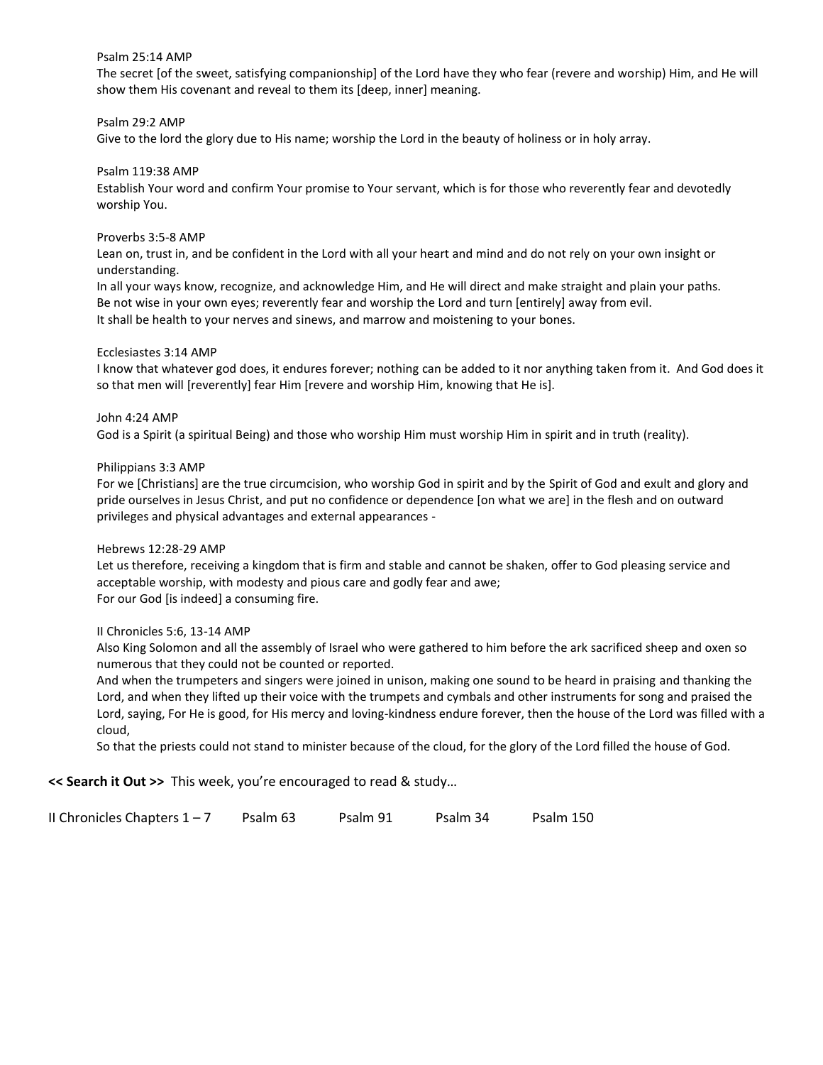Psalm 25:14 AMP
The secret [of the sweet, satisfying companionship] of the Lord have they who fear (revere and worship) Him, and He will show them His covenant and reveal to them its [deep, inner] meaning.

Psalm 29:2 AMP
Give to the lord the glory due to His name; worship the Lord in the beauty of holiness or in holy array.

Psalm 119:38 AMP
Establish Your word and confirm Your promise to Your servant, which is for those who reverently fear and devotedly worship You.

Proverbs 3:5-8 AMP
Lean on, trust in, and be confident in the Lord with all your heart and mind and do not rely on your own insight or understanding.
In all your ways know, recognize, and acknowledge Him, and He will direct and make straight and plain your paths.
Be not wise in your own eyes; reverently fear and worship the Lord and turn [entirely] away from evil.
It shall be health to your nerves and sinews, and marrow and moistening to your bones.

Ecclesiastes 3:14 AMP
I know that whatever god does, it endures forever; nothing can be added to it nor anything taken from it. And God does it so that men will [reverently] fear Him [revere and worship Him, knowing that He is].

John 4:24 AMP
God is a Spirit (a spiritual Being) and those who worship Him must worship Him in spirit and in truth (reality).

Philippians 3:3 AMP
For we [Christians] are the true circumcision, who worship God in spirit and by the Spirit of God and exult and glory and pride ourselves in Jesus Christ, and put no confidence or dependence [on what we are] in the flesh and on outward privileges and physical advantages and external appearances -

Hebrews 12:28-29 AMP
Let us therefore, receiving a kingdom that is firm and stable and cannot be shaken, offer to God pleasing service and acceptable worship, with modesty and pious care and godly fear and awe;
For our God [is indeed] a consuming fire.

II Chronicles 5:6, 13-14 AMP
Also King Solomon and all the assembly of Israel who were gathered to him before the ark sacrificed sheep and oxen so numerous that they could not be counted or reported.
And when the trumpeters and singers were joined in unison, making one sound to be heard in praising and thanking the Lord, and when they lifted up their voice with the trumpets and cymbals and other instruments for song and praised the Lord, saying, For He is good, for His mercy and loving-kindness endure forever, then the house of the Lord was filled with a cloud,
So that the priests could not stand to minister because of the cloud, for the glory of the Lord filled the house of God.

**<< Search it Out >>** This week, you're encouraged to read & study…

II Chronicles Chapters 1 – 7 Psalm 63 Psalm 91 Psalm 34 Psalm 150